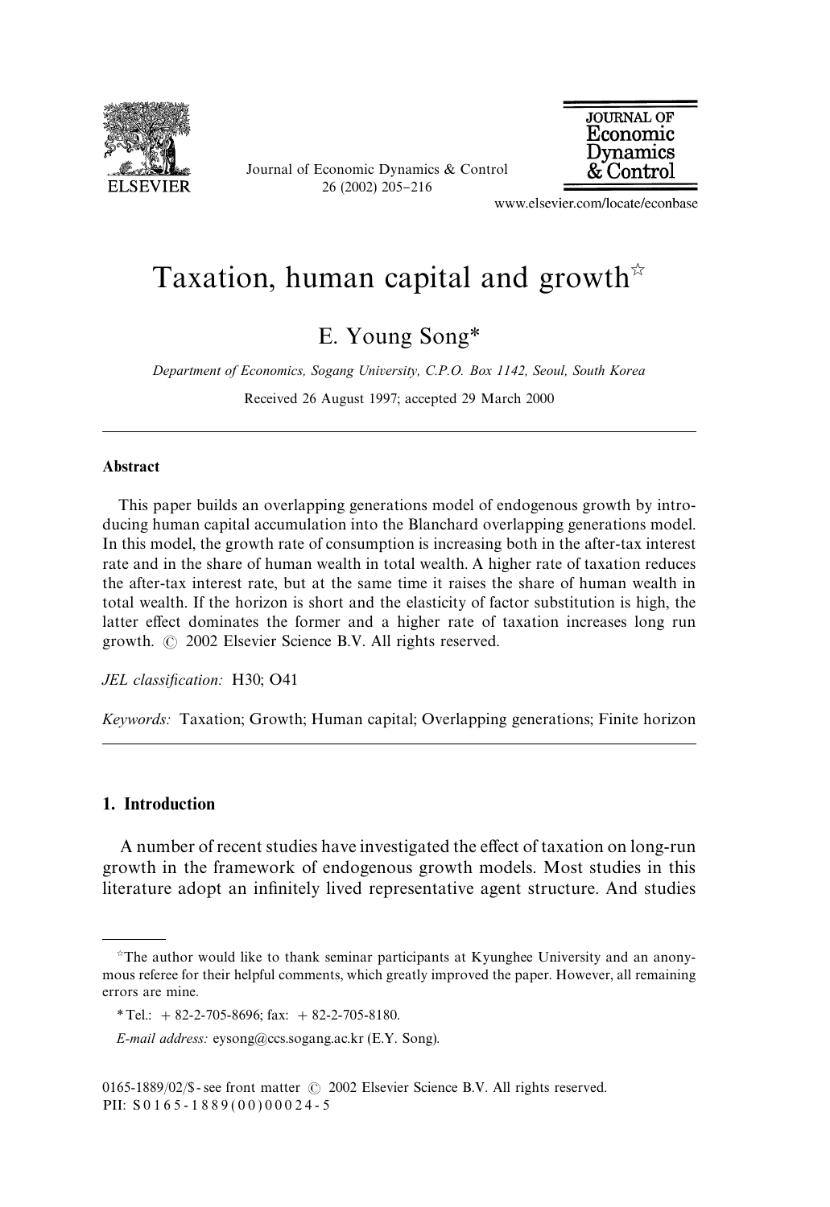# Taxation, human capital and growth[☆]

E. Young Song*

*Department of Economics, Sogang University, C.P.O. Box 1142, Seoul, South Korea*

Received 26 August 1997; accepted 29 March 2000

---

## Abstract

This paper builds an overlapping generations model of endogenous growth by introducing human capital accumulation into the Blanchard overlapping generations model. In this model, the growth rate of consumption is increasing both in the after-tax interest rate and in the share of human wealth in total wealth. A higher rate of taxation reduces the after-tax interest rate, but at the same time it raises the share of human wealth in total wealth. If the horizon is short and the elasticity of factor substitution is high, the latter effect dominates the former and a higher rate of taxation increases long run growth. © 2002 Elsevier Science B.V. All rights reserved.

*JEL classification:* H30; O41

*Keywords:* Taxation; Growth; Human capital; Overlapping generations; Finite horizon

---

## 1. Introduction

A number of recent studies have investigated the effect of taxation on long-run growth in the framework of endogenous growth models. Most studies in this literature adopt an infinitely lived representative agent structure. And studies

---

[☆] The author would like to thank seminar participants at Kyunghee University and an anonymous referee for their helpful comments, which greatly improved the paper. However, all remaining errors are mine.

* Tel.: + 82-2-705-8696; fax: + 82-2-705-8180.

*E-mail address:* eysong@ccs.sogang.ac.kr (E.Y. Song).

0165-1889/02/$ - see front matter © 2002 Elsevier Science B.V. All rights reserved.
PII: S0165-1889(00)00024-5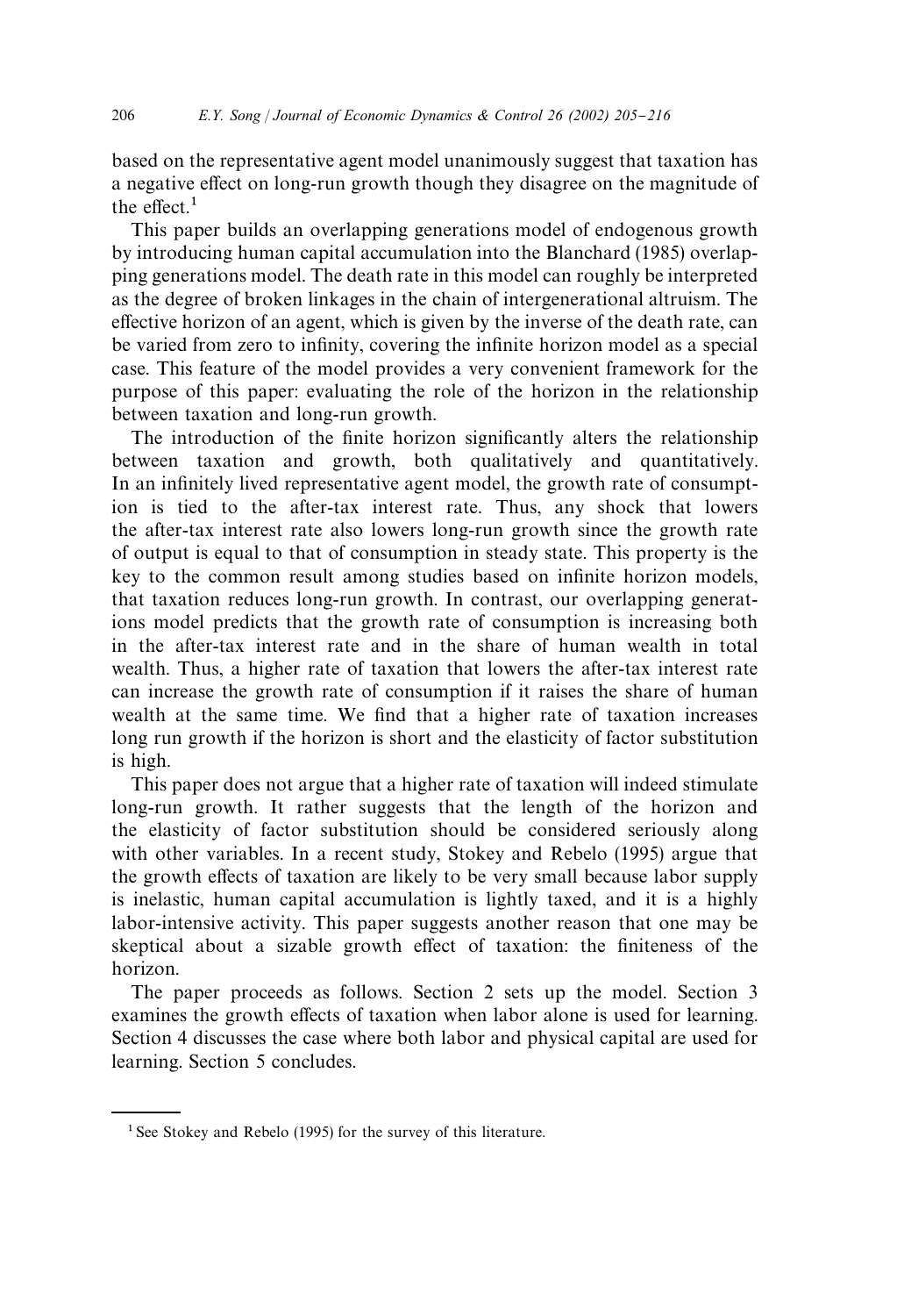based on the representative agent model unanimously suggest that taxation has a negative effect on long-run growth though they disagree on the magnitude of the effect.[1]

This paper builds an overlapping generations model of endogenous growth by introducing human capital accumulation into the Blanchard (1985) overlapping generations model. The death rate in this model can roughly be interpreted as the degree of broken linkages in the chain of intergenerational altruism. The effective horizon of an agent, which is given by the inverse of the death rate, can be varied from zero to infinity, covering the infinite horizon model as a special case. This feature of the model provides a very convenient framework for the purpose of this paper: evaluating the role of the horizon in the relationship between taxation and long-run growth.

The introduction of the finite horizon significantly alters the relationship between taxation and growth, both qualitatively and quantitatively. In an infinitely lived representative agent model, the growth rate of consumption is tied to the after-tax interest rate. Thus, any shock that lowers the after-tax interest rate also lowers long-run growth since the growth rate of output is equal to that of consumption in steady state. This property is the key to the common result among studies based on infinite horizon models, that taxation reduces long-run growth. In contrast, our overlapping generations model predicts that the growth rate of consumption is increasing both in the after-tax interest rate and in the share of human wealth in total wealth. Thus, a higher rate of taxation that lowers the after-tax interest rate can increase the growth rate of consumption if it raises the share of human wealth at the same time. We find that a higher rate of taxation increases long run growth if the horizon is short and the elasticity of factor substitution is high.

This paper does not argue that a higher rate of taxation will indeed stimulate long-run growth. It rather suggests that the length of the horizon and the elasticity of factor substitution should be considered seriously along with other variables. In a recent study, Stokey and Rebelo (1995) argue that the growth effects of taxation are likely to be very small because labor supply is inelastic, human capital accumulation is lightly taxed, and it is a highly labor-intensive activity. This paper suggests another reason that one may be skeptical about a sizable growth effect of taxation: the finiteness of the horizon.

The paper proceeds as follows. Section 2 sets up the model. Section 3 examines the growth effects of taxation when labor alone is used for learning. Section 4 discusses the case where both labor and physical capital are used for learning. Section 5 concludes.

[1] See Stokey and Rebelo (1995) for the survey of this literature.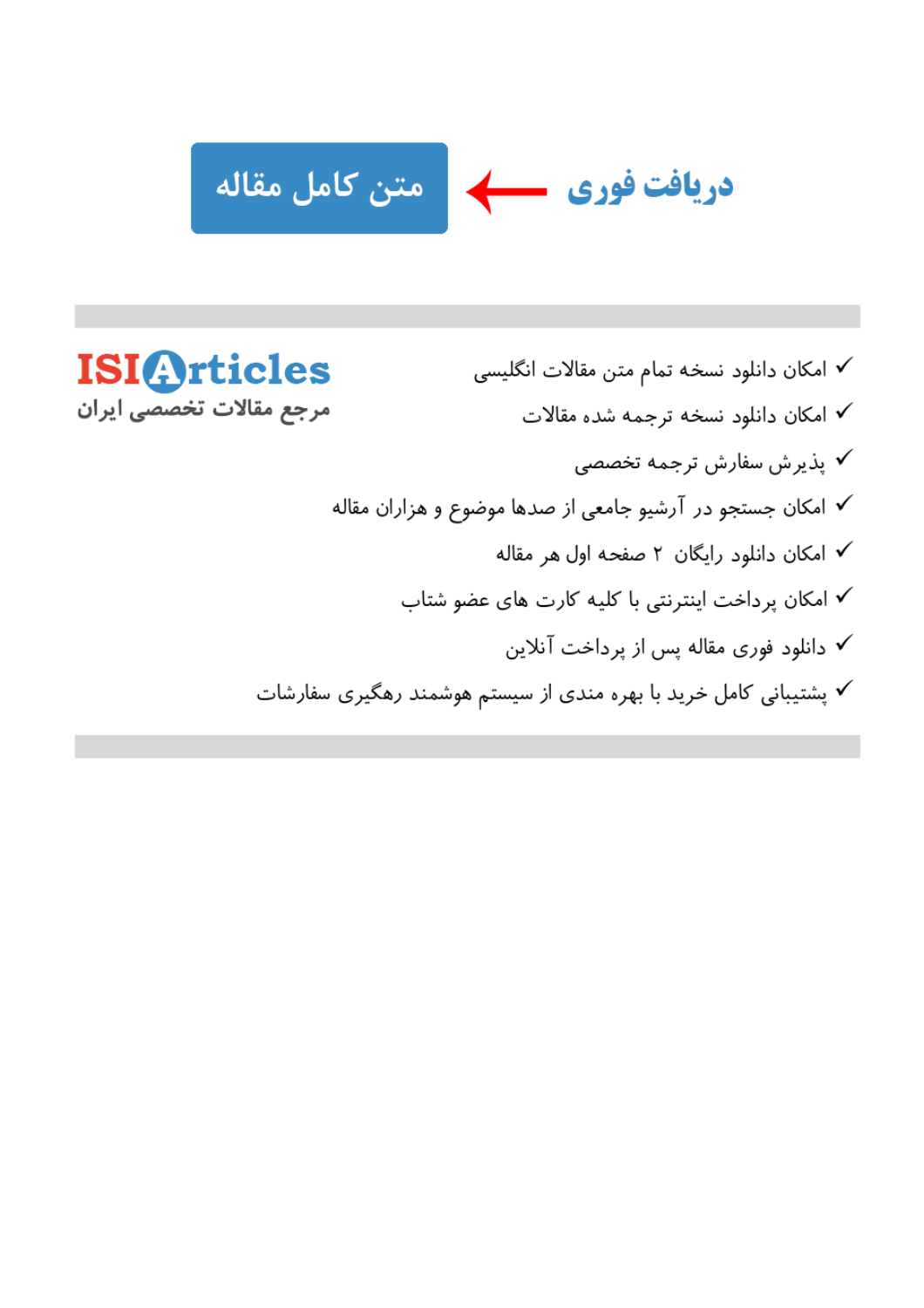دریافت فوری ← **متن کامل مقاله**

**ISIArticles**
مرجع مقالات تخصصی ایران

- ✓ امکان دانلود نسخه تمام متن مقالات انگلیسی
- ✓ امکان دانلود نسخه ترجمه شده مقالات
- ✓ پذیرش سفارش ترجمه تخصصی
- ✓ امکان جستجو در آرشیو جامعی از صدها موضوع و هزاران مقاله
- ✓ امکان دانلود رایگان ۲ صفحه اول هر مقاله
- ✓ امکان پرداخت اینترنتی با کلیه کارت های عضو شتاب
- ✓ دانلود فوری مقاله پس از پرداخت آنلاین
- ✓ پشتیبانی کامل خرید با بهره مندی از سیستم هوشمند رهگیری سفارشات